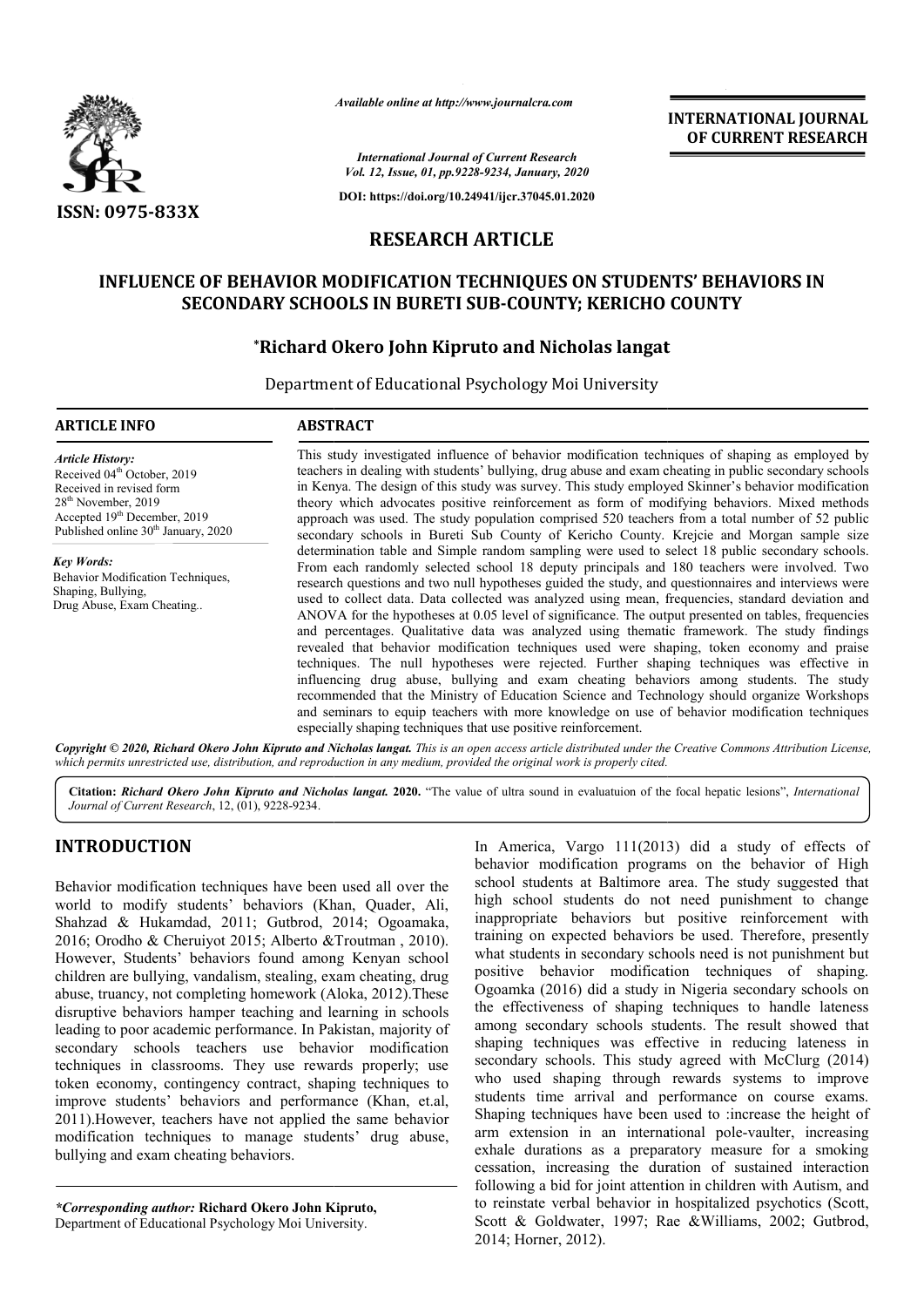# RESEARCH ARTICLE

## INFLUENCE OF BEHAVIOR MODIFICATION TECHNIQUES ON STUDENTS' BEHAVIORS IN SECONDARY SCHOOLS IN BURETI SUB-COUNTY; KERICHO COUNTY

**\*Richard Okero John Kipruto and Nicholas langat**

Department of Educational Psychology Moi University

### ARTICLE INFO

*Article History:*
Received 04th October, 2019
Received in revised form
28th November, 2019
Accepted 19th December, 2019
Published online 30th January, 2020

*Key Words:*
Behavior Modification Techniques, Shaping, Bullying, Drug Abuse, Exam Cheating..

### ABSTRACT

This study investigated influence of behavior modification techniques of shaping as employed by teachers in dealing with students' bullying, drug abuse and exam cheating in public secondary schools in Kenya. The design of this study was survey. This study employed Skinner's behavior modification theory which advocates positive reinforcement as form of modifying behaviors. Mixed methods approach was used. The study population comprised 520 teachers from a total number of 52 public secondary schools in Bureti Sub County of Kericho County. Krejcie and Morgan sample size determination table and Simple random sampling were used to select 18 public secondary schools. From each randomly selected school 18 deputy principals and 180 teachers were involved. Two research questions and two null hypotheses guided the study, and questionnaires and interviews were used to collect data. Data collected was analyzed using mean, frequencies, standard deviation and ANOVA for the hypotheses at 0.05 level of significance. The output presented on tables, frequencies and percentages. Qualitative data was analyzed using thematic framework. The study findings revealed that behavior modification techniques used were shaping, token economy and praise techniques. The null hypotheses were rejected. Further shaping techniques was effective in influencing drug abuse, bullying and exam cheating behaviors among students. The study recommended that the Ministry of Education Science and Technology should organize Workshops and seminars to equip teachers with more knowledge on use of behavior modification techniques especially shaping techniques that use positive reinforcement.

***Copyright © 2020, Richard Okero John Kipruto and Nicholas langat.*** *This is an open access article distributed under the Creative Commons Attribution License, which permits unrestricted use, distribution, and reproduction in any medium, provided the original work is properly cited.*

**Citation: *Richard Okero John Kipruto and Nicholas langat.* 2020.** "The value of ultra sound in evaluatuion of the focal hepatic lesions", *International Journal of Current Research*, 12, (01), 9228-9234.

## INTRODUCTION

Behavior modification techniques have been used all over the world to modify students' behaviors (Khan, Quader, Ali, Shahzad & Hukamdad, 2011; Gutbrod, 2014; Ogoamaka, 2016; Orodho & Cheruiyot 2015; Alberto &Troutman , 2010). However, Students' behaviors found among Kenyan school children are bullying, vandalism, stealing, exam cheating, drug abuse, truancy, not completing homework (Aloka, 2012).These disruptive behaviors hamper teaching and learning in schools leading to poor academic performance. In Pakistan, majority of secondary schools teachers use behavior modification techniques in classrooms. They use rewards properly; use token economy, contingency contract, shaping techniques to improve students' behaviors and performance (Khan, et.al, 2011).However, teachers have not applied the same behavior modification techniques to manage students' drug abuse, bullying and exam cheating behaviors.

In America, Vargo 111(2013) did a study of effects of behavior modification programs on the behavior of High school students at Baltimore area. The study suggested that high school students do not need punishment to change inappropriate behaviors but positive reinforcement with training on expected behaviors be used. Therefore, presently what students in secondary schools need is not punishment but positive behavior modification techniques of shaping. Ogoamka (2016) did a study in Nigeria secondary schools on the effectiveness of shaping techniques to handle lateness among secondary schools students. The result showed that shaping techniques was effective in reducing lateness in secondary schools. This study agreed with McClurg (2014) who used shaping through rewards systems to improve students time arrival and performance on course exams. Shaping techniques have been used to :increase the height of arm extension in an international pole-vaulter, increasing exhale durations as a preparatory measure for a smoking cessation, increasing the duration of sustained interaction following a bid for joint attention in children with Autism, and to reinstate verbal behavior in hospitalized psychotics (Scott, Scott & Goldwater, 1997; Rae &Williams, 2002; Gutbrod, 2014; Horner, 2012).

***Corresponding author:** **Richard Okero John Kipruto,**
Department of Educational Psychology Moi University.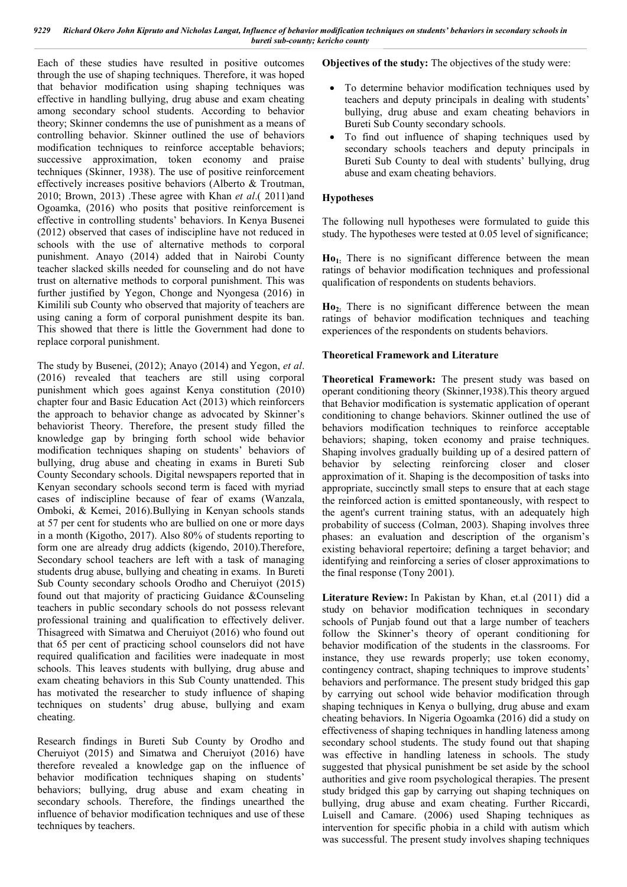Each of these studies have resulted in positive outcomes through the use of shaping techniques. Therefore, it was hoped that behavior modification using shaping techniques was effective in handling bullying, drug abuse and exam cheating among secondary school students. According to behavior theory; Skinner condemns the use of punishment as a means of controlling behavior. Skinner outlined the use of behaviors modification techniques to reinforce acceptable behaviors; successive approximation, token economy and praise techniques (Skinner, 1938). The use of positive reinforcement effectively increases positive behaviors (Alberto & Troutman, 2010; Brown, 2013) .These agree with Khan *et al*.( 2011)and Ogoamka, (2016) who posits that positive reinforcement is effective in controlling students' behaviors. In Kenya Busenei (2012) observed that cases of indiscipline have not reduced in schools with the use of alternative methods to corporal punishment. Anayo (2014) added that in Nairobi County teacher slacked skills needed for counseling and do not have trust on alternative methods to corporal punishment. This was further justified by Yegon, Chonge and Nyongesa (2016) in Kimilili sub County who observed that majority of teachers are using caning a form of corporal punishment despite its ban. This showed that there is little the Government had done to replace corporal punishment.

The study by Busenei, (2012); Anayo (2014) and Yegon, *et al*. (2016) revealed that teachers are still using corporal punishment which goes against Kenya constitution (2010) chapter four and Basic Education Act (2013) which reinforcers the approach to behavior change as advocated by Skinner's behaviorist Theory. Therefore, the present study filled the knowledge gap by bringing forth school wide behavior modification techniques shaping on students' behaviors of bullying, drug abuse and cheating in exams in Bureti Sub County Secondary schools. Digital newspapers reported that in Kenyan secondary schools second term is faced with myriad cases of indiscipline because of fear of exams (Wanzala, Omboki, & Kemei, 2016).Bullying in Kenyan schools stands at 57 per cent for students who are bullied on one or more days in a month (Kigotho, 2017). Also 80% of students reporting to form one are already drug addicts (kigendo, 2010).Therefore, Secondary school teachers are left with a task of managing students drug abuse, bullying and cheating in exams. In Bureti Sub County secondary schools Orodho and Cheruiyot (2015) found out that majority of practicing Guidance &Counseling teachers in public secondary schools do not possess relevant professional training and qualification to effectively deliver. Thisagreed with Simatwa and Cheruiyot (2016) who found out that 65 per cent of practicing school counselors did not have required qualification and facilities were inadequate in most schools. This leaves students with bullying, drug abuse and exam cheating behaviors in this Sub County unattended. This has motivated the researcher to study influence of shaping techniques on students' drug abuse, bullying and exam cheating.

Research findings in Bureti Sub County by Orodho and Cheruiyot (2015) and Simatwa and Cheruiyot (2016) have therefore revealed a knowledge gap on the influence of behavior modification techniques shaping on students' behaviors; bullying, drug abuse and exam cheating in secondary schools. Therefore, the findings unearthed the influence of behavior modification techniques and use of these techniques by teachers.

**Objectives of the study:** The objectives of the study were:

- To determine behavior modification techniques used by teachers and deputy principals in dealing with students' bullying, drug abuse and exam cheating behaviors in Bureti Sub County secondary schools.
- To find out influence of shaping techniques used by secondary schools teachers and deputy principals in Bureti Sub County to deal with students' bullying, drug abuse and exam cheating behaviors.

## Hypotheses

The following null hypotheses were formulated to guide this study. The hypotheses were tested at 0.05 level of significance;

**$Ho_1$:** There is no significant difference between the mean ratings of behavior modification techniques and professional qualification of respondents on students behaviors.

**$Ho_2$:** There is no significant difference between the mean ratings of behavior modification techniques and teaching experiences of the respondents on students behaviors.

## Theoretical Framework and Literature

**Theoretical Framework:** The present study was based on operant conditioning theory (Skinner,1938).This theory argued that Behavior modification is systematic application of operant conditioning to change behaviors. Skinner outlined the use of behaviors modification techniques to reinforce acceptable behaviors; shaping, token economy and praise techniques. Shaping involves gradually building up of a desired pattern of behavior by selecting reinforcing closer and closer approximation of it. Shaping is the decomposition of tasks into appropriate, succinctly small steps to ensure that at each stage the reinforced action is emitted spontaneously, with respect to the agent's current training status, with an adequately high probability of success (Colman, 2003). Shaping involves three phases: an evaluation and description of the organism's existing behavioral repertoire; defining a target behavior; and identifying and reinforcing a series of closer approximations to the final response (Tony 2001).

**Literature Review:** In Pakistan by Khan, et.al (2011) did a study on behavior modification techniques in secondary schools of Punjab found out that a large number of teachers follow the Skinner's theory of operant conditioning for behavior modification of the students in the classrooms. For instance, they use rewards properly; use token economy, contingency contract, shaping techniques to improve students' behaviors and performance. The present study bridged this gap by carrying out school wide behavior modification through shaping techniques in Kenya o bullying, drug abuse and exam cheating behaviors. In Nigeria Ogoamka (2016) did a study on effectiveness of shaping techniques in handling lateness among secondary school students. The study found out that shaping was effective in handling lateness in schools. The study suggested that physical punishment be set aside by the school authorities and give room psychological therapies. The present study bridged this gap by carrying out shaping techniques on bullying, drug abuse and exam cheating. Further Riccardi, Luisell and Camare. (2006) used Shaping techniques as intervention for specific phobia in a child with autism which was successful. The present study involves shaping techniques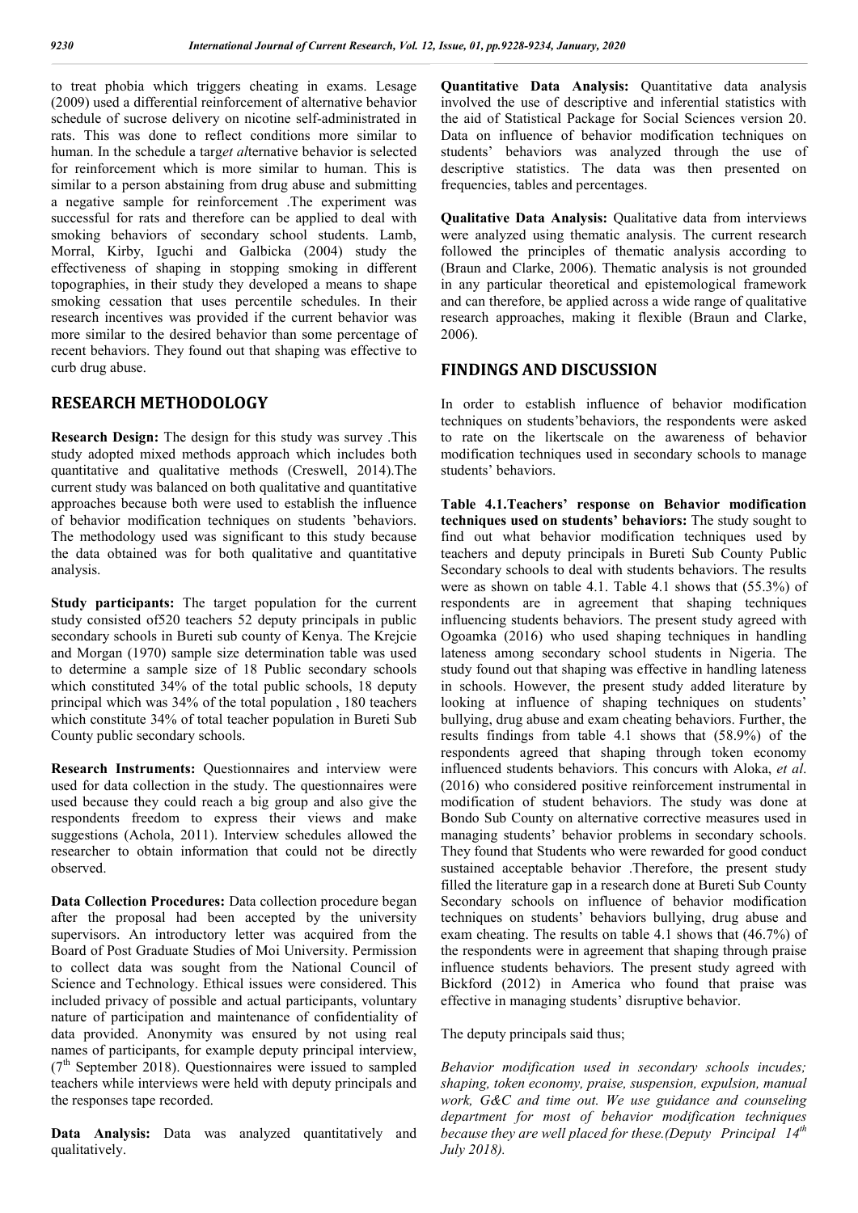to treat phobia which triggers cheating in exams. Lesage (2009) used a differential reinforcement of alternative behavior schedule of sucrose delivery on nicotine self-administrated in rats. This was done to reflect conditions more similar to human. In the schedule a target alternative behavior is selected for reinforcement which is more similar to human. This is similar to a person abstaining from drug abuse and submitting a negative sample for reinforcement .The experiment was successful for rats and therefore can be applied to deal with smoking behaviors of secondary school students. Lamb, Morral, Kirby, Iguchi and Galbicka (2004) study the effectiveness of shaping in stopping smoking in different topographies, in their study they developed a means to shape smoking cessation that uses percentile schedules. In their research incentives was provided if the current behavior was more similar to the desired behavior than some percentage of recent behaviors. They found out that shaping was effective to curb drug abuse.

## RESEARCH METHODOLOGY

**Research Design:** The design for this study was survey .This study adopted mixed methods approach which includes both quantitative and qualitative methods (Creswell, 2014).The current study was balanced on both qualitative and quantitative approaches because both were used to establish the influence of behavior modification techniques on students 'behaviors. The methodology used was significant to this study because the data obtained was for both qualitative and quantitative analysis.

**Study participants:** The target population for the current study consisted of520 teachers 52 deputy principals in public secondary schools in Bureti sub county of Kenya. The Krejcie and Morgan (1970) sample size determination table was used to determine a sample size of 18 Public secondary schools which constituted 34% of the total public schools, 18 deputy principal which was 34% of the total population , 180 teachers which constitute 34% of total teacher population in Bureti Sub County public secondary schools.

**Research Instruments:** Questionnaires and interview were used for data collection in the study. The questionnaires were used because they could reach a big group and also give the respondents freedom to express their views and make suggestions (Achola, 2011). Interview schedules allowed the researcher to obtain information that could not be directly observed.

**Data Collection Procedures:** Data collection procedure began after the proposal had been accepted by the university supervisors. An introductory letter was acquired from the Board of Post Graduate Studies of Moi University. Permission to collect data was sought from the National Council of Science and Technology. Ethical issues were considered. This included privacy of possible and actual participants, voluntary nature of participation and maintenance of confidentiality of data provided. Anonymity was ensured by not using real names of participants, for example deputy principal interview, (7th September 2018). Questionnaires were issued to sampled teachers while interviews were held with deputy principals and the responses tape recorded.

**Data Analysis:** Data was analyzed quantitatively and qualitatively.

**Quantitative Data Analysis:** Quantitative data analysis involved the use of descriptive and inferential statistics with the aid of Statistical Package for Social Sciences version 20. Data on influence of behavior modification techniques on students' behaviors was analyzed through the use of descriptive statistics. The data was then presented on frequencies, tables and percentages.

**Qualitative Data Analysis:** Qualitative data from interviews were analyzed using thematic analysis. The current research followed the principles of thematic analysis according to (Braun and Clarke, 2006). Thematic analysis is not grounded in any particular theoretical and epistemological framework and can therefore, be applied across a wide range of qualitative research approaches, making it flexible (Braun and Clarke, 2006).

## FINDINGS AND DISCUSSION

In order to establish influence of behavior modification techniques on students'behaviors, the respondents were asked to rate on the likertscale on the awareness of behavior modification techniques used in secondary schools to manage students' behaviors.

**Table 4.1.Teachers' response on Behavior modification techniques used on students' behaviors:** The study sought to find out what behavior modification techniques used by teachers and deputy principals in Bureti Sub County Public Secondary schools to deal with students behaviors. The results were as shown on table 4.1. Table 4.1 shows that (55.3%) of respondents are in agreement that shaping techniques influencing students behaviors. The present study agreed with Ogoamka (2016) who used shaping techniques in handling lateness among secondary school students in Nigeria. The study found out that shaping was effective in handling lateness in schools. However, the present study added literature by looking at influence of shaping techniques on students' bullying, drug abuse and exam cheating behaviors. Further, the results findings from table 4.1 shows that (58.9%) of the respondents agreed that shaping through token economy influenced students behaviors. This concurs with Aloka, *et al*. (2016) who considered positive reinforcement instrumental in modification of student behaviors. The study was done at Bondo Sub County on alternative corrective measures used in managing students' behavior problems in secondary schools. They found that Students who were rewarded for good conduct sustained acceptable behavior .Therefore, the present study filled the literature gap in a research done at Bureti Sub County Secondary schools on influence of behavior modification techniques on students' behaviors bullying, drug abuse and exam cheating. The results on table 4.1 shows that (46.7%) of the respondents were in agreement that shaping through praise influence students behaviors. The present study agreed with Bickford (2012) in America who found that praise was effective in managing students' disruptive behavior.

The deputy principals said thus;

*Behavior modification used in secondary schools incudes; shaping, token economy, praise, suspension, expulsion, manual work, G&C and time out. We use guidance and counseling department for most of behavior modification techniques because they are well placed for these.(Deputy Principal 14th July 2018).*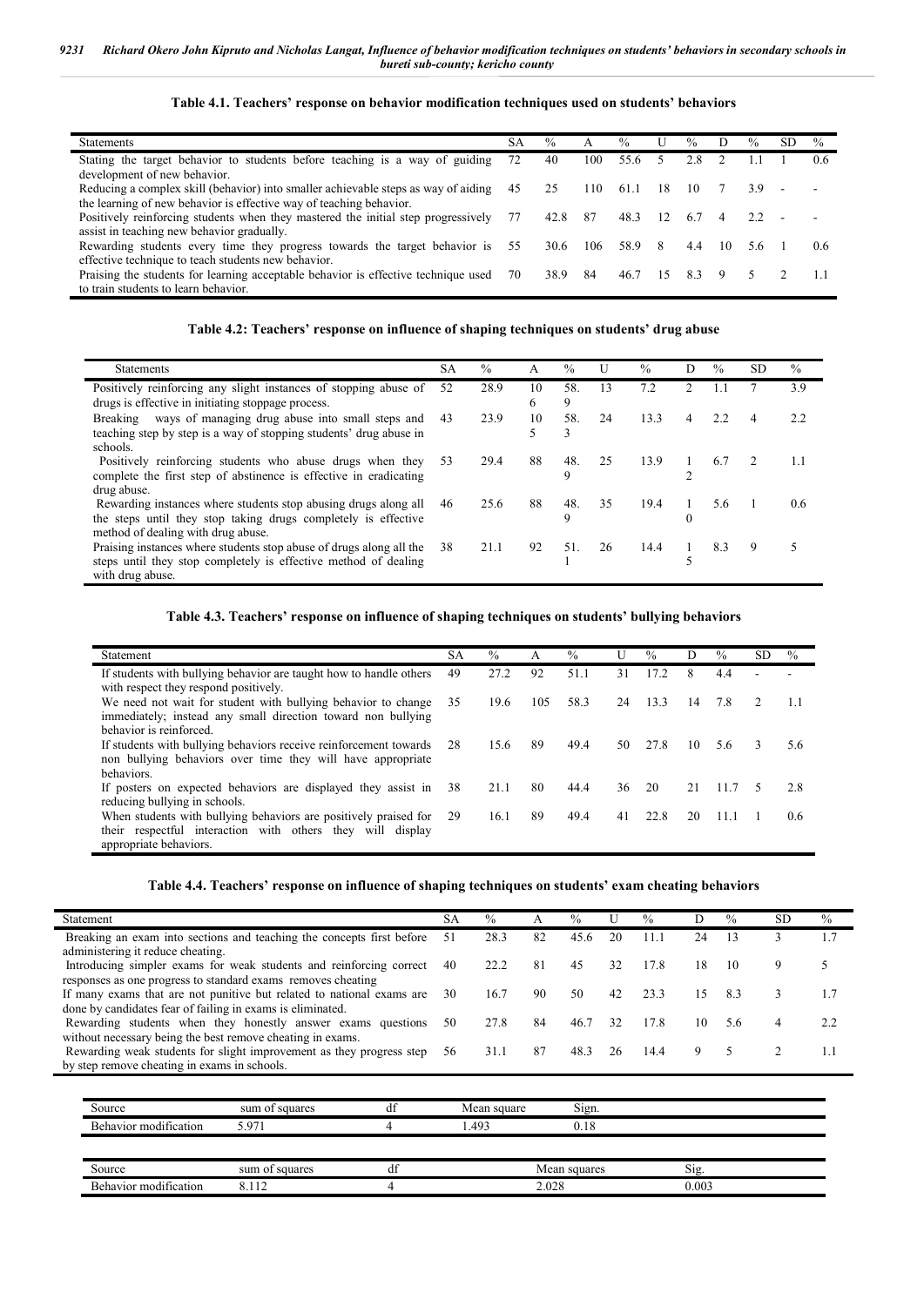**Table 4.1. Teachers' response on behavior modification techniques used on students' behaviors**

| Statements | SA | % | A | % | U | % | D | % | SD | % |
|---|---|---|---|---|---|---|---|---|---|---|
| Stating the target behavior to students before teaching is a way of guiding development of new behavior. | 72 | 40 | 100 | 55.6 | 5 | 2.8 | 2 | 1.1 | 1 | 0.6 |
| Reducing a complex skill (behavior) into smaller achievable steps as way of aiding the learning of new behavior is effective way of teaching behavior. | 45 | 25 | 110 | 61.1 | 18 | 10 | 7 | 3.9 | - | - |
| Positively reinforcing students when they mastered the initial step progressively assist in teaching new behavior gradually. | 77 | 42.8 | 87 | 48.3 | 12 | 6.7 | 4 | 2.2 | - | - |
| Rewarding students every time they progress towards the target behavior is effective technique to teach students new behavior. | 55 | 30.6 | 106 | 58.9 | 8 | 4.4 | 10 | 5.6 | 1 | 0.6 |
| Praising the students for learning acceptable behavior is effective technique used to train students to learn behavior. | 70 | 38.9 | 84 | 46.7 | 15 | 8.3 | 9 | 5 | 2 | 1.1 |

**Table 4.2: Teachers' response on influence of shaping techniques on students' drug abuse**

| Statements | SA | % | A | % | U | % | D | % | SD | % |
|---|---|---|---|---|---|---|---|---|---|---|
| Positively reinforcing any slight instances of stopping abuse of drugs is effective in initiating stoppage process. | 52 | 28.9 | 106 | 58.9 | 13 | 7.2 | 2 | 1.1 | 7 | 3.9 |
| Breaking ways of managing drug abuse into small steps and teaching step by step is a way of stopping students' drug abuse in schools. | 43 | 23.9 | 105 | 58.3 | 24 | 13.3 | 4 | 2.2 | 4 | 2.2 |
| Positively reinforcing students who abuse drugs when they complete the first step of abstinence is effective in eradicating drug abuse. | 53 | 29.4 | 88 | 48.9 | 25 | 13.9 | 12 | 6.7 | 2 | 1.1 |
| Rewarding instances where students stop abusing drugs along all the steps until they stop taking drugs completely is effective method of dealing with drug abuse. | 46 | 25.6 | 88 | 48.9 | 35 | 19.4 | 10 | 5.6 | 1 | 0.6 |
| Praising instances where students stop abuse of drugs along all the steps until they stop completely is effective method of dealing with drug abuse. | 38 | 21.1 | 92 | 51.1 | 26 | 14.4 | 15 | 8.3 | 9 | 5 |

**Table 4.3. Teachers' response on influence of shaping techniques on students' bullying behaviors**

| Statement | SA | % | A | % | U | % | D | % | SD | % |
|---|---|---|---|---|---|---|---|---|---|---|
| If students with bullying behavior are taught how to handle others with respect they respond positively. | 49 | 27.2 | 92 | 51.1 | 31 | 17.2 | 8 | 4.4 | - | - |
| We need not wait for student with bullying behavior to change immediately; instead any small direction toward non bullying behavior is reinforced. | 35 | 19.6 | 105 | 58.3 | 24 | 13.3 | 14 | 7.8 | 2 | 1.1 |
| If students with bullying behaviors receive reinforcement towards non bullying behaviors over time they will have appropriate behaviors. | 28 | 15.6 | 89 | 49.4 | 50 | 27.8 | 10 | 5.6 | 3 | 5.6 |
| If posters on expected behaviors are displayed they assist in reducing bullying in schools. | 38 | 21.1 | 80 | 44.4 | 36 | 20 | 21 | 11.7 | 5 | 2.8 |
| When students with bullying behaviors are positively praised for their respectful interaction with others they will display appropriate behaviors. | 29 | 16.1 | 89 | 49.4 | 41 | 22.8 | 20 | 11.1 | 1 | 0.6 |

**Table 4.4. Teachers' response on influence of shaping techniques on students' exam cheating behaviors**

| Statement | SA | % | A | % | U | % | D | % | SD | % |
|---|---|---|---|---|---|---|---|---|---|---|
| Breaking an exam into sections and teaching the concepts first before administering it reduce cheating. | 51 | 28.3 | 82 | 45.6 | 20 | 11.1 | 24 | 13 | 3 | 1.7 |
| Introducing simpler exams for weak students and reinforcing correct responses as one progress to standard exams removes cheating | 40 | 22.2 | 81 | 45 | 32 | 17.8 | 18 | 10 | 9 | 5 |
| If many exams that are not punitive but related to national exams are done by candidates fear of failing in exams is eliminated. | 30 | 16.7 | 90 | 50 | 42 | 23.3 | 15 | 8.3 | 3 | 1.7 |
| Rewarding students when they honestly answer exams questions without necessary being the best remove cheating in exams. | 50 | 27.8 | 84 | 46.7 | 32 | 17.8 | 10 | 5.6 | 4 | 2.2 |
| Rewarding weak students for slight improvement as they progress step by step remove cheating in exams in schools. | 56 | 31.1 | 87 | 48.3 | 26 | 14.4 | 9 | 5 | 2 | 1.1 |

| Source | sum of squares | df | Mean square | Sign. |
|---|---|---|---|---|
| Behavior modification | 5.971 | 4 | 1.493 | 0.18 |

| Source | sum of squares | df | Mean squares | Sig. |
|---|---|---|---|---|
| Behavior modification | 8.112 | 4 | 2.028 | 0.003 |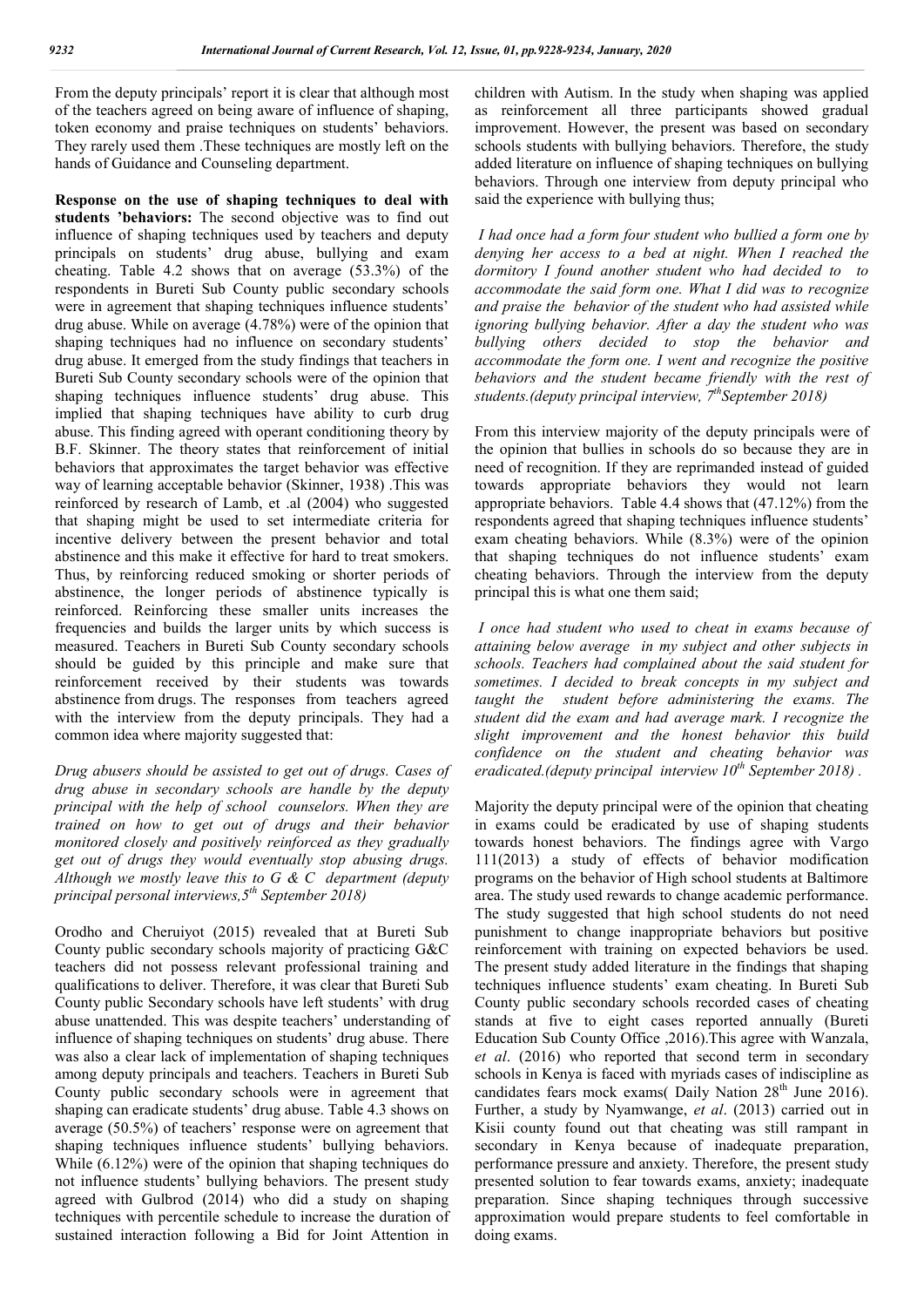From the deputy principals' report it is clear that although most of the teachers agreed on being aware of influence of shaping, token economy and praise techniques on students' behaviors. They rarely used them .These techniques are mostly left on the hands of Guidance and Counseling department.

**Response on the use of shaping techniques to deal with students 'behaviors:** The second objective was to find out influence of shaping techniques used by teachers and deputy principals on students' drug abuse, bullying and exam cheating. Table 4.2 shows that on average (53.3%) of the respondents in Bureti Sub County public secondary schools were in agreement that shaping techniques influence students' drug abuse. While on average (4.78%) were of the opinion that shaping techniques had no influence on secondary students' drug abuse. It emerged from the study findings that teachers in Bureti Sub County secondary schools were of the opinion that shaping techniques influence students' drug abuse. This implied that shaping techniques have ability to curb drug abuse. This finding agreed with operant conditioning theory by B.F. Skinner. The theory states that reinforcement of initial behaviors that approximates the target behavior was effective way of learning acceptable behavior (Skinner, 1938) .This was reinforced by research of Lamb, et .al (2004) who suggested that shaping might be used to set intermediate criteria for incentive delivery between the present behavior and total abstinence and this make it effective for hard to treat smokers. Thus, by reinforcing reduced smoking or shorter periods of abstinence, the longer periods of abstinence typically is reinforced. Reinforcing these smaller units increases the frequencies and builds the larger units by which success is measured. Teachers in Bureti Sub County secondary schools should be guided by this principle and make sure that reinforcement received by their students was towards abstinence from drugs. The responses from teachers agreed with the interview from the deputy principals. They had a common idea where majority suggested that:

*Drug abusers should be assisted to get out of drugs. Cases of drug abuse in secondary schools are handle by the deputy principal with the help of school counselors. When they are trained on how to get out of drugs and their behavior monitored closely and positively reinforced as they gradually get out of drugs they would eventually stop abusing drugs. Although we mostly leave this to G & C department (deputy principal personal interviews,5th September 2018)*

Orodho and Cheruiyot (2015) revealed that at Bureti Sub County public secondary schools majority of practicing G&C teachers did not possess relevant professional training and qualifications to deliver. Therefore, it was clear that Bureti Sub County public Secondary schools have left students' with drug abuse unattended. This was despite teachers' understanding of influence of shaping techniques on students' drug abuse. There was also a clear lack of implementation of shaping techniques among deputy principals and teachers. Teachers in Bureti Sub County public secondary schools were in agreement that shaping can eradicate students' drug abuse. Table 4.3 shows on average (50.5%) of teachers' response were on agreement that shaping techniques influence students' bullying behaviors. While (6.12%) were of the opinion that shaping techniques do not influence students' bullying behaviors. The present study agreed with Gulbrod (2014) who did a study on shaping techniques with percentile schedule to increase the duration of sustained interaction following a Bid for Joint Attention in children with Autism. In the study when shaping was applied as reinforcement all three participants showed gradual improvement. However, the present was based on secondary schools students with bullying behaviors. Therefore, the study added literature on influence of shaping techniques on bullying behaviors. Through one interview from deputy principal who said the experience with bullying thus;

*I had once had a form four student who bullied a form one by denying her access to a bed at night. When I reached the dormitory I found another student who had decided to to accommodate the said form one. What I did was to recognize and praise the behavior of the student who had assisted while ignoring bullying behavior. After a day the student who was bullying others decided to stop the behavior and accommodate the form one. I went and recognize the positive behaviors and the student became friendly with the rest of students.(deputy principal interview, 7th September 2018)*

From this interview majority of the deputy principals were of the opinion that bullies in schools do so because they are in need of recognition. If they are reprimanded instead of guided towards appropriate behaviors they would not learn appropriate behaviors. Table 4.4 shows that (47.12%) from the respondents agreed that shaping techniques influence students' exam cheating behaviors. While (8.3%) were of the opinion that shaping techniques do not influence students' exam cheating behaviors. Through the interview from the deputy principal this is what one them said;

*I once had student who used to cheat in exams because of attaining below average in my subject and other subjects in schools. Teachers had complained about the said student for sometimes. I decided to break concepts in my subject and taught the student before administering the exams. The student did the exam and had average mark. I recognize the slight improvement and the honest behavior this build confidence on the student and cheating behavior was eradicated.(deputy principal interview 10th September 2018) .*

Majority the deputy principal were of the opinion that cheating in exams could be eradicated by use of shaping students towards honest behaviors. The findings agree with Vargo 111(2013) a study of effects of behavior modification programs on the behavior of High school students at Baltimore area. The study used rewards to change academic performance. The study suggested that high school students do not need punishment to change inappropriate behaviors but positive reinforcement with training on expected behaviors be used. The present study added literature in the findings that shaping techniques influence students' exam cheating. In Bureti Sub County public secondary schools recorded cases of cheating stands at five to eight cases reported annually (Bureti Education Sub County Office ,2016).This agree with Wanzala, *et al*. (2016) who reported that second term in secondary schools in Kenya is faced with myriads cases of indiscipline as candidates fears mock exams( Daily Nation 28th June 2016). Further, a study by Nyamwange, *et al*. (2013) carried out in Kisii county found out that cheating was still rampant in secondary in Kenya because of inadequate preparation, performance pressure and anxiety. Therefore, the present study presented solution to fear towards exams, anxiety; inadequate preparation. Since shaping techniques through successive approximation would prepare students to feel comfortable in doing exams.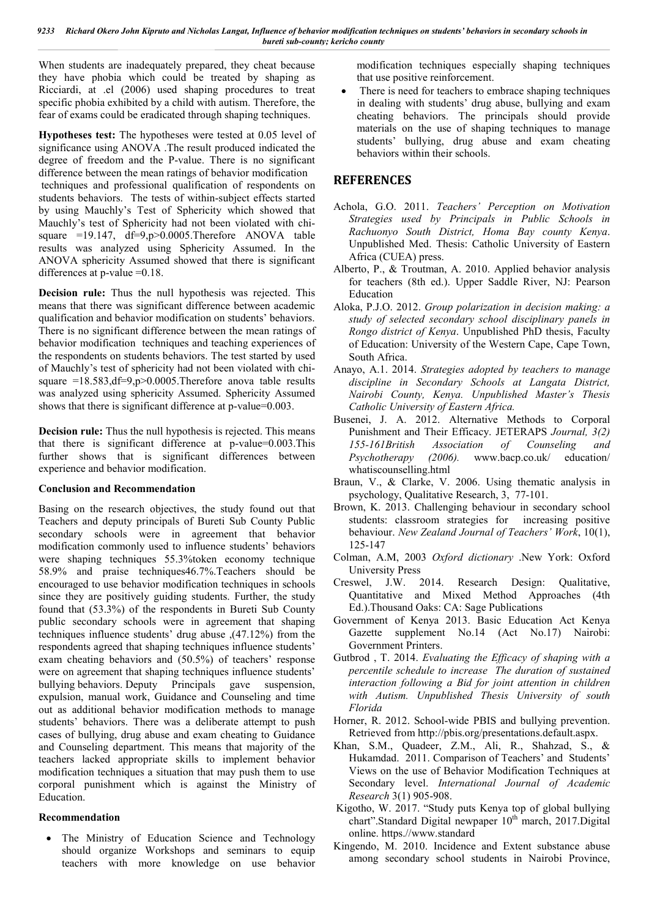When students are inadequately prepared, they cheat because they have phobia which could be treated by shaping as Ricciardi, at .el (2006) used shaping procedures to treat specific phobia exhibited by a child with autism. Therefore, the fear of exams could be eradicated through shaping techniques.

**Hypotheses test:** The hypotheses were tested at 0.05 level of significance using ANOVA .The result produced indicated the degree of freedom and the P-value. There is no significant difference between the mean ratings of behavior modification techniques and professional qualification of respondents on students behaviors. The tests of within-subject effects started by using Mauchly's Test of Sphericity which showed that Mauchly's test of Sphericity had not been violated with chi-square =19.147, df=9,p>0.0005.Therefore ANOVA table results was analyzed using Sphericity Assumed. In the ANOVA sphericity Assumed showed that there is significant differences at p-value =0.18.

**Decision rule:** Thus the null hypothesis was rejected. This means that there was significant difference between academic qualification and behavior modification on students' behaviors. There is no significant difference between the mean ratings of behavior modification techniques and teaching experiences of the respondents on students behaviors. The test started by used of Mauchly's test of sphericity had not been violated with chi-square =18.583,df=9,p>0.0005.Therefore anova table results was analyzed using sphericity Assumed. Sphericity Assumed shows that there is significant difference at p-value=0.003.

**Decision rule:** Thus the null hypothesis is rejected. This means that there is significant difference at p-value=0.003.This further shows that is significant differences between experience and behavior modification.

### Conclusion and Recommendation

Basing on the research objectives, the study found out that Teachers and deputy principals of Bureti Sub County Public secondary schools were in agreement that behavior modification commonly used to influence students' behaviors were shaping techniques 55.3%token economy technique 58.9% and praise techniques46.7%.Teachers should be encouraged to use behavior modification techniques in schools since they are positively guiding students. Further, the study found that (53.3%) of the respondents in Bureti Sub County public secondary schools were in agreement that shaping techniques influence students' drug abuse ,(47.12%) from the respondents agreed that shaping techniques influence students' exam cheating behaviors and (50.5%) of teachers' response were on agreement that shaping techniques influence students' bullying behaviors. Deputy Principals gave suspension, expulsion, manual work, Guidance and Counseling and time out as additional behavior modification methods to manage students' behaviors. There was a deliberate attempt to push cases of bullying, drug abuse and exam cheating to Guidance and Counseling department. This means that majority of the teachers lacked appropriate skills to implement behavior modification techniques a situation that may push them to use corporal punishment which is against the Ministry of Education.

### Recommendation

- The Ministry of Education Science and Technology should organize Workshops and seminars to equip teachers with more knowledge on use behavior modification techniques especially shaping techniques that use positive reinforcement.
- There is need for teachers to embrace shaping techniques in dealing with students' drug abuse, bullying and exam cheating behaviors. The principals should provide materials on the use of shaping techniques to manage students' bullying, drug abuse and exam cheating behaviors within their schools.

## REFERENCES

Achola, G.O. 2011. *Teachers' Perception on Motivation Strategies used by Principals in Public Schools in Rachuonyo South District, Homa Bay county Kenya*. Unpublished Med. Thesis: Catholic University of Eastern Africa (CUEA) press.

Alberto, P., & Troutman, A. 2010. Applied behavior analysis for teachers (8th ed.). Upper Saddle River, NJ: Pearson Education

Aloka, P.J.O. 2012. *Group polarization in decision making: a study of selected secondary school disciplinary panels in Rongo district of Kenya*. Unpublished PhD thesis, Faculty of Education: University of the Western Cape, Cape Town, South Africa.

Anayo, A.1. 2014. *Strategies adopted by teachers to manage discipline in Secondary Schools at Langata District, Nairobi County, Kenya. Unpublished Master's Thesis Catholic University of Eastern Africa.*

Busenei, J. A. 2012. Alternative Methods to Corporal Punishment and Their Efficacy. JETERAPS *Journal, 3(2) 155-161British Association of Counseling and Psychotherapy (2006).* www.bacp.co.uk/ education/ whatiscounselling.html

Braun, V., & Clarke, V. 2006. Using thematic analysis in psychology, Qualitative Research, 3, 77-101.

Brown, K. 2013. Challenging behaviour in secondary school students: classroom strategies for increasing positive behaviour. *New Zealand Journal of Teachers' Work*, 10(1), 125-147

Colman, A.M, 2003 *Oxford dictionary* .New York: Oxford University Press

Creswel, J.W. 2014. Research Design: Qualitative, Quantitative and Mixed Method Approaches (4th Ed.).Thousand Oaks: CA: Sage Publications

Government of Kenya 2013. Basic Education Act Kenya Gazette supplement No.14 (Act No.17) Nairobi: Government Printers.

Gutbrod , T. 2014. *Evaluating the Efficacy of shaping with a percentile schedule to increase The duration of sustained interaction following a Bid for joint attention in children with Autism. Unpublished Thesis University of south Florida*

Horner, R. 2012. School-wide PBIS and bullying prevention. Retrieved from http://pbis.org/presentations.default.aspx.

Khan, S.M., Quadeer, Z.M., Ali, R., Shahzad, S., & Hukamdad. 2011. Comparison of Teachers' and Students' Views on the use of Behavior Modification Techniques at Secondary level. *International Journal of Academic Research* 3(1) 905-908.

Kigotho, W. 2017. "Study puts Kenya top of global bullying chart".Standard Digital newpaper 10th march, 2017.Digital online. https.//www.standard

Kingendo, M. 2010. Incidence and Extent substance abuse among secondary school students in Nairobi Province,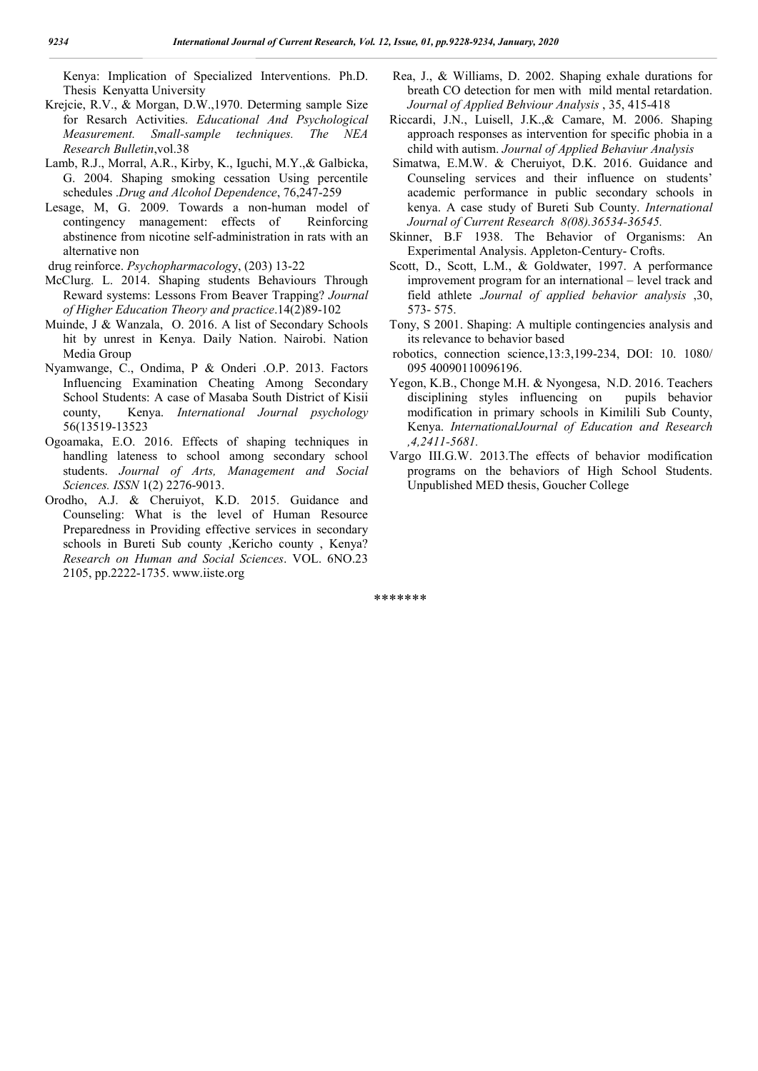Kenya: Implication of Specialized Interventions. Ph.D. Thesis Kenyatta University

Krejcie, R.V., & Morgan, D.W.,1970. Determing sample Size for Resarch Activities. *Educational And Psychological Measurement. Small-sample techniques. The NEA Research Bulletin*,vol.38

Lamb, R.J., Morral, A.R., Kirby, K., Iguchi, M.Y.,& Galbicka, G. 2004. Shaping smoking cessation Using percentile schedules .*Drug and Alcohol Dependence*, 76,247-259

Lesage, M, G. 2009. Towards a non-human model of contingency management: effects of Reinforcing abstinence from nicotine self-administration in rats with an alternative non

drug reinforce. *Psychopharmacolog*y, (203) 13-22

McClurg. L. 2014. Shaping students Behaviours Through Reward systems: Lessons From Beaver Trapping? *Journal of Higher Education Theory and practice*.14(2)89-102

Muinde, J & Wanzala, O. 2016. A list of Secondary Schools hit by unrest in Kenya. Daily Nation. Nairobi. Nation Media Group

Nyamwange, C., Ondima, P & Onderi .O.P. 2013. Factors Influencing Examination Cheating Among Secondary School Students: A case of Masaba South District of Kisii county, Kenya. *International Journal psychology* 56(13519-13523

Ogoamaka, E.O. 2016. Effects of shaping techniques in handling lateness to school among secondary school students. *Journal of Arts, Management and Social Sciences. ISSN* 1(2) 2276-9013.

Orodho, A.J. & Cheruiyot, K.D. 2015. Guidance and Counseling: What is the level of Human Resource Preparedness in Providing effective services in secondary schools in Bureti Sub county ,Kericho county , Kenya? *Research on Human and Social Sciences*. VOL. 6NO.23 2105, pp.2222-1735. www.iiste.org

Rea, J., & Williams, D. 2002. Shaping exhale durations for breath CO detection for men with mild mental retardation. *Journal of Applied Behviour Analysis* , 35, 415-418

Riccardi, J.N., Luisell, J.K.,& Camare, M. 2006. Shaping approach responses as intervention for specific phobia in a child with autism. *Journal of Applied Behaviur Analysis*

Simatwa, E.M.W. & Cheruiyot, D.K. 2016. Guidance and Counseling services and their influence on students' academic performance in public secondary schools in kenya. A case study of Bureti Sub County. *International Journal of Current Research 8(08).36534-36545.*

Skinner, B.F 1938. The Behavior of Organisms: An Experimental Analysis. Appleton-Century- Crofts.

Scott, D., Scott, L.M., & Goldwater, 1997. A performance improvement program for an international – level track and field athlete .*Journal of applied behavior analysis* ,30, 573- 575.

Tony, S 2001. Shaping: A multiple contingencies analysis and its relevance to behavior based

robotics, connection science,13:3,199-234, DOI: 10. 1080/ 095 40090110096196.

Yegon, K.B., Chonge M.H. & Nyongesa, N.D. 2016. Teachers disciplining styles influencing on pupils behavior modification in primary schools in Kimilili Sub County, Kenya. *InternationalJournal of Education and Research ,4,2411-5681.*

Vargo III.G.W. 2013.The effects of behavior modification programs on the behaviors of High School Students. Unpublished MED thesis, Goucher College

\*\*\*\*\*\*\*